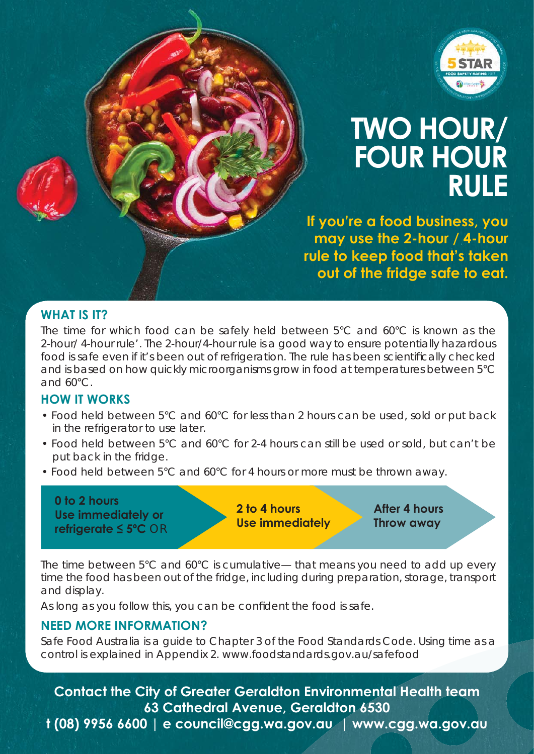# TWO HOUR/ FOUR HOUR RULE

**If you're a food business, you may use the 2-hour / 4-hour rule to keep food that's taken out of the fridge safe to eat.**

## WHAT IS IT?

The time for which food can be safely held between 5°C and 60°C is known as the 2-hour/ 4-hour rule'. The 2-hour/4-hour rule is a good way to ensure potentially hazardous food is safe even if it's been out of refrigeration. The rule has been scientifically checked and is based on how quickly microorganisms grow in food at temperatures between 5°C and 60°C.

## HOW IT WORKS

- Food held between 5°C and 60°C for less than 2 hours can be used, sold or put back in the refrigerator to use later.
- Food held between 5°C and 60°C for 2-4 hours can still be used or sold, but can't be put back in the fridge.
- Food held between 5°C and 60°C for 4 hours or more must be thrown away.

| 0 to 2 hours | 2 to 4 hours | After 4 hours |
|---|---|---|
| Use immediately or refrigerate ≤ 5°C OR | Use immediately | Throw away |

The time between 5°C and 60°C is cumulative— that means you need to add up every time the food has been out of the fridge, including during preparation, storage, transport and display.

As long as you follow this, you can be confident the food is safe.

## NEED MORE INFORMATION?

Safe Food Australia is a guide to Chapter 3 of the Food Standards Code. Using time as a control is explained in Appendix 2. www.foodstandards.gov.au/safefood

**Contact the City of Greater Geraldton Environmental Health team**
**63 Cathedral Avenue, Geraldton 6530**
**t (08) 9956 6600 | e council@cgg.wa.gov.au | www.cgg.wa.gov.au**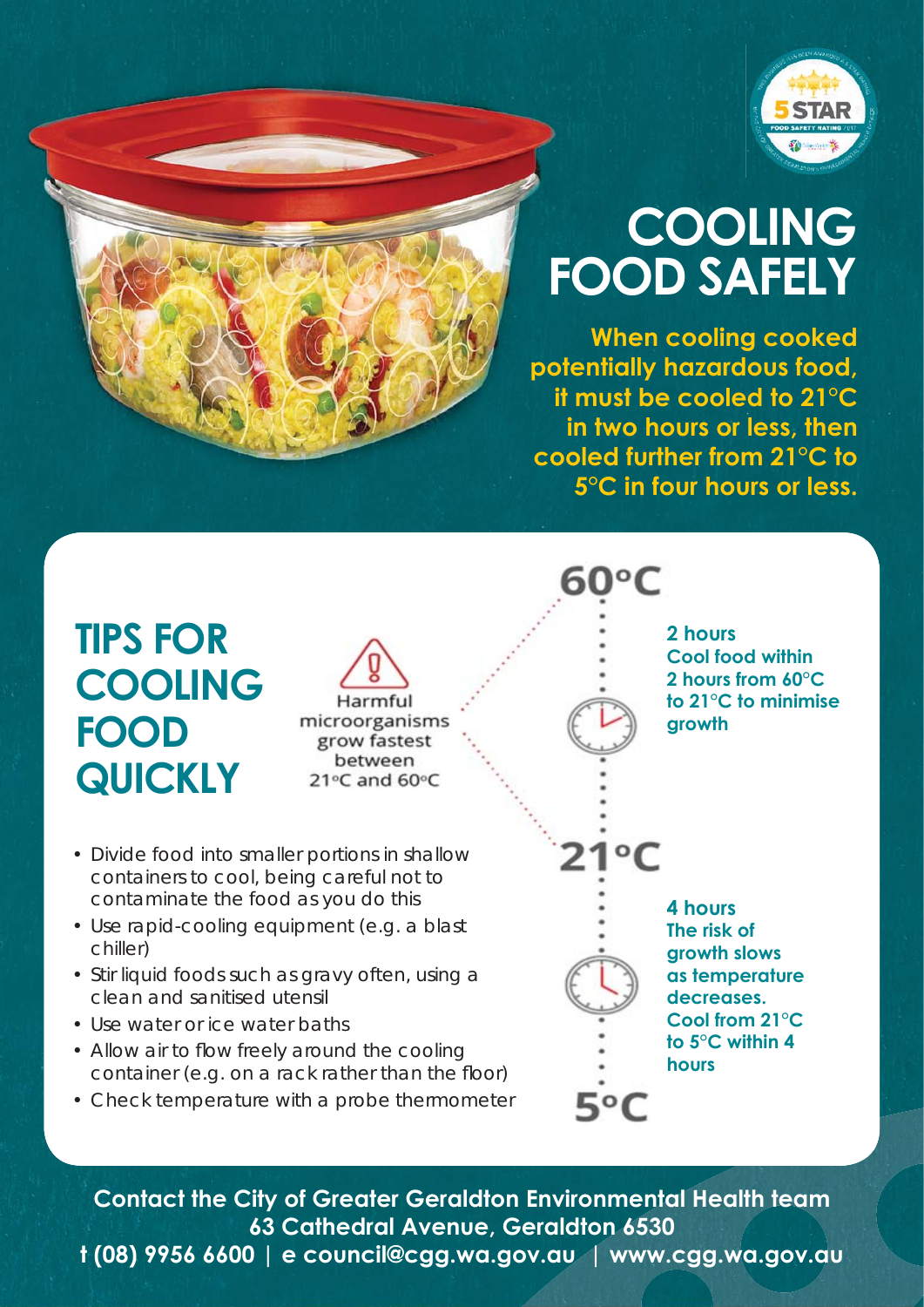# COOLING FOOD SAFELY

**When cooling cooked potentially hazardous food, it must be cooled to 21°C in two hours or less, then cooled further from 21°C to 5°C in four hours or less.**

## TIPS FOR COOLING FOOD QUICKLY

Harmful microorganisms grow fastest between 21°C and 60°C

- Divide food into smaller portions in shallow containers to cool, being careful not to contaminate the food as you do this
- Use rapid-cooling equipment (e.g. a blast chiller)
- Stir liquid foods such as gravy often, using a clean and sanitised utensil
- Use water or ice water baths
- Allow air to flow freely around the cooling container (e.g. on a rack rather than the floor)
- Check temperature with a probe thermometer

60°C

**2 hours**
**Cool food within 2 hours from 60°C to 21°C to minimise growth**

21°C

**4 hours**
**The risk of growth slows as temperature decreases. Cool from 21°C to 5°C within 4 hours**

5°C

**Contact the City of Greater Geraldton Environmental Health team**
**63 Cathedral Avenue, Geraldton 6530**
**t (08) 9956 6600 | e council@cgg.wa.gov.au | www.cgg.wa.gov.au**